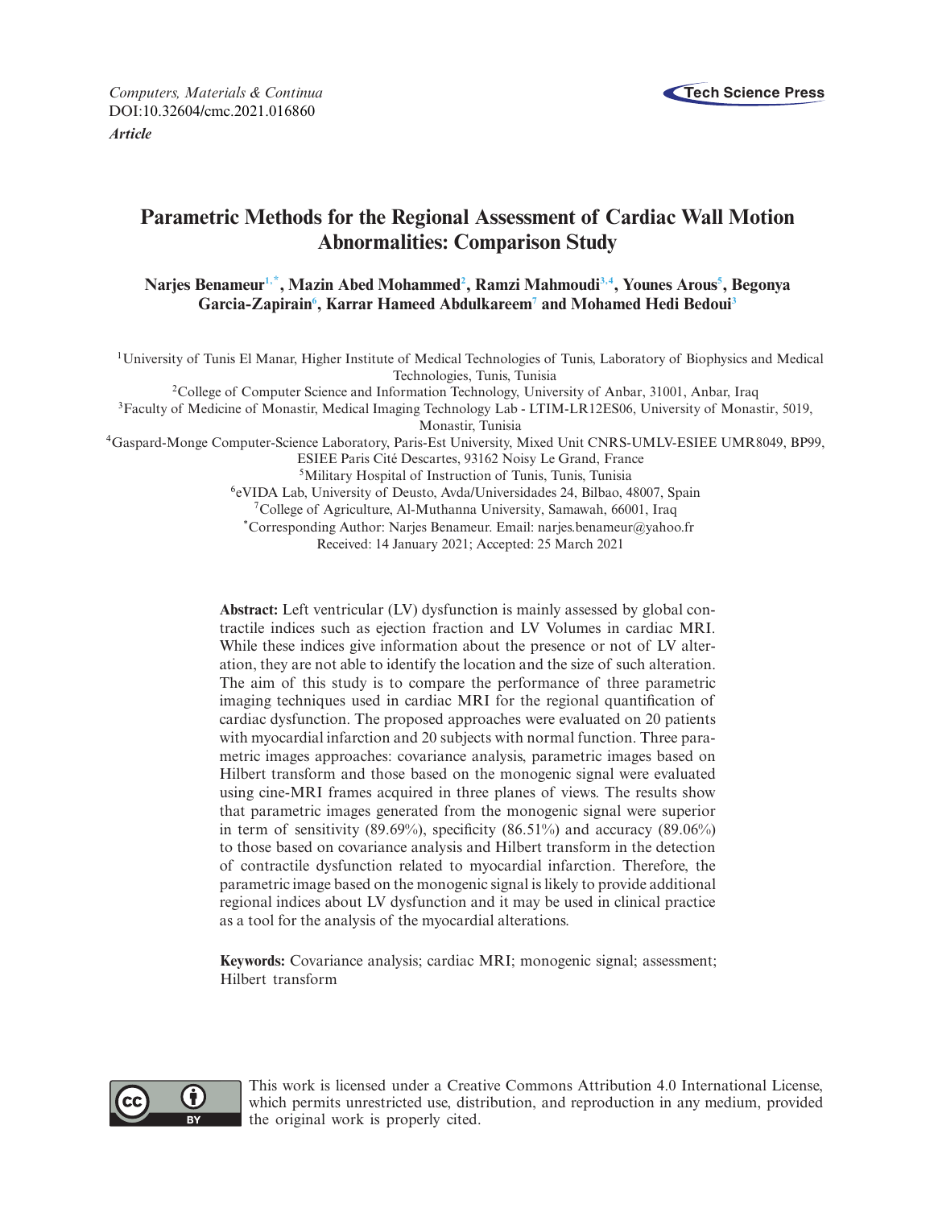Computers, Materials & Continua
DOI:10.32604/cmc.2021.016860

*Article*

# Parametric Methods for the Regional Assessment of Cardiac Wall Motion Abnormalities: Comparison Study

**Narjes Benameur[1,*], Mazin Abed Mohammed[2], Ramzi Mahmoudi[3,4], Younes Arous[5], Begonya Garcia-Zapirain[6], Karrar Hameed Abdulkareem[7] and Mohamed Hedi Bedoui[3]**

[1]University of Tunis El Manar, Higher Institute of Medical Technologies of Tunis, Laboratory of Biophysics and Medical Technologies, Tunis, Tunisia

[2]College of Computer Science and Information Technology, University of Anbar, 31001, Anbar, Iraq

[3]Faculty of Medicine of Monastir, Medical Imaging Technology Lab - LTIM-LR12ES06, University of Monastir, 5019, Monastir, Tunisia

[4]Gaspard-Monge Computer-Science Laboratory, Paris-Est University, Mixed Unit CNRS-UMLV-ESIEE UMR8049, BP99, ESIEE Paris Cité Descartes, 93162 Noisy Le Grand, France

[5]Military Hospital of Instruction of Tunis, Tunis, Tunisia

[6]eVIDA Lab, University of Deusto, Avda/Universidades 24, Bilbao, 48007, Spain

[7]College of Agriculture, Al-Muthanna University, Samawah, 66001, Iraq

[*]Corresponding Author: Narjes Benameur. Email: narjes.benameur@yahoo.fr

Received: 14 January 2021; Accepted: 25 March 2021

**Abstract:** Left ventricular (LV) dysfunction is mainly assessed by global contractile indices such as ejection fraction and LV Volumes in cardiac MRI. While these indices give information about the presence or not of LV alteration, they are not able to identify the location and the size of such alteration. The aim of this study is to compare the performance of three parametric imaging techniques used in cardiac MRI for the regional quantification of cardiac dysfunction. The proposed approaches were evaluated on 20 patients with myocardial infarction and 20 subjects with normal function. Three parametric images approaches: covariance analysis, parametric images based on Hilbert transform and those based on the monogenic signal were evaluated using cine-MRI frames acquired in three planes of views. The results show that parametric images generated from the monogenic signal were superior in term of sensitivity (89.69%), specificity (86.51%) and accuracy (89.06%) to those based on covariance analysis and Hilbert transform in the detection of contractile dysfunction related to myocardial infarction. Therefore, the parametric image based on the monogenic signal is likely to provide additional regional indices about LV dysfunction and it may be used in clinical practice as a tool for the analysis of the myocardial alterations.

**Keywords:** Covariance analysis; cardiac MRI; monogenic signal; assessment; Hilbert transform

This work is licensed under a Creative Commons Attribution 4.0 International License, which permits unrestricted use, distribution, and reproduction in any medium, provided the original work is properly cited.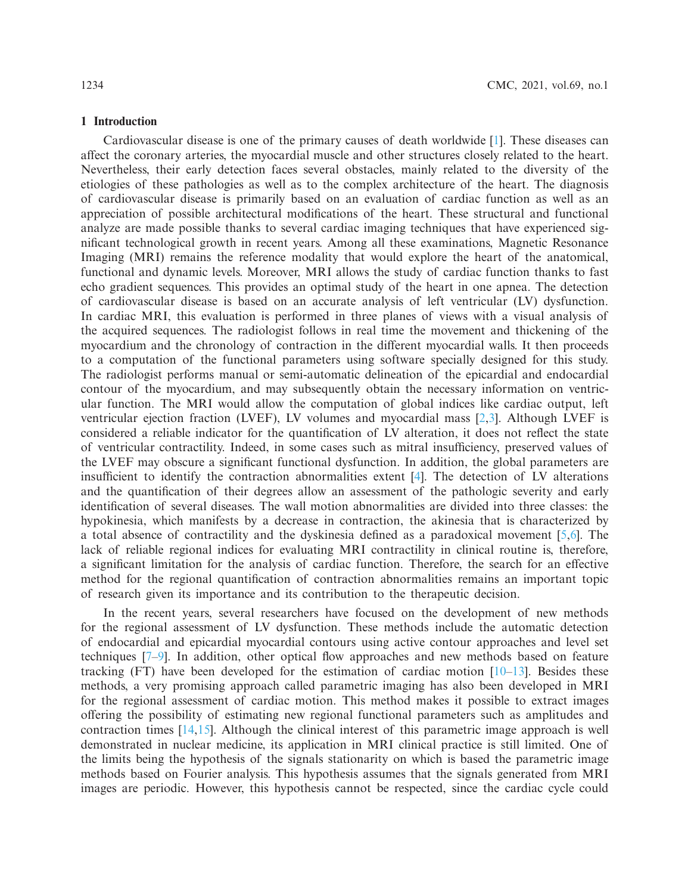## 1 Introduction

Cardiovascular disease is one of the primary causes of death worldwide [1]. These diseases can affect the coronary arteries, the myocardial muscle and other structures closely related to the heart. Nevertheless, their early detection faces several obstacles, mainly related to the diversity of the etiologies of these pathologies as well as to the complex architecture of the heart. The diagnosis of cardiovascular disease is primarily based on an evaluation of cardiac function as well as an appreciation of possible architectural modifications of the heart. These structural and functional analyze are made possible thanks to several cardiac imaging techniques that have experienced significant technological growth in recent years. Among all these examinations, Magnetic Resonance Imaging (MRI) remains the reference modality that would explore the heart of the anatomical, functional and dynamic levels. Moreover, MRI allows the study of cardiac function thanks to fast echo gradient sequences. This provides an optimal study of the heart in one apnea. The detection of cardiovascular disease is based on an accurate analysis of left ventricular (LV) dysfunction. In cardiac MRI, this evaluation is performed in three planes of views with a visual analysis of the acquired sequences. The radiologist follows in real time the movement and thickening of the myocardium and the chronology of contraction in the different myocardial walls. It then proceeds to a computation of the functional parameters using software specially designed for this study. The radiologist performs manual or semi-automatic delineation of the epicardial and endocardial contour of the myocardium, and may subsequently obtain the necessary information on ventricular function. The MRI would allow the computation of global indices like cardiac output, left ventricular ejection fraction (LVEF), LV volumes and myocardial mass [2,3]. Although LVEF is considered a reliable indicator for the quantification of LV alteration, it does not reflect the state of ventricular contractility. Indeed, in some cases such as mitral insufficiency, preserved values of the LVEF may obscure a significant functional dysfunction. In addition, the global parameters are insufficient to identify the contraction abnormalities extent [4]. The detection of LV alterations and the quantification of their degrees allow an assessment of the pathologic severity and early identification of several diseases. The wall motion abnormalities are divided into three classes: the hypokinesia, which manifests by a decrease in contraction, the akinesia that is characterized by a total absence of contractility and the dyskinesia defined as a paradoxical movement [5,6]. The lack of reliable regional indices for evaluating MRI contractility in clinical routine is, therefore, a significant limitation for the analysis of cardiac function. Therefore, the search for an effective method for the regional quantification of contraction abnormalities remains an important topic of research given its importance and its contribution to the therapeutic decision.

In the recent years, several researchers have focused on the development of new methods for the regional assessment of LV dysfunction. These methods include the automatic detection of endocardial and epicardial myocardial contours using active contour approaches and level set techniques [7–9]. In addition, other optical flow approaches and new methods based on feature tracking (FT) have been developed for the estimation of cardiac motion [10–13]. Besides these methods, a very promising approach called parametric imaging has also been developed in MRI for the regional assessment of cardiac motion. This method makes it possible to extract images offering the possibility of estimating new regional functional parameters such as amplitudes and contraction times [14,15]. Although the clinical interest of this parametric image approach is well demonstrated in nuclear medicine, its application in MRI clinical practice is still limited. One of the limits being the hypothesis of the signals stationarity on which is based the parametric image methods based on Fourier analysis. This hypothesis assumes that the signals generated from MRI images are periodic. However, this hypothesis cannot be respected, since the cardiac cycle could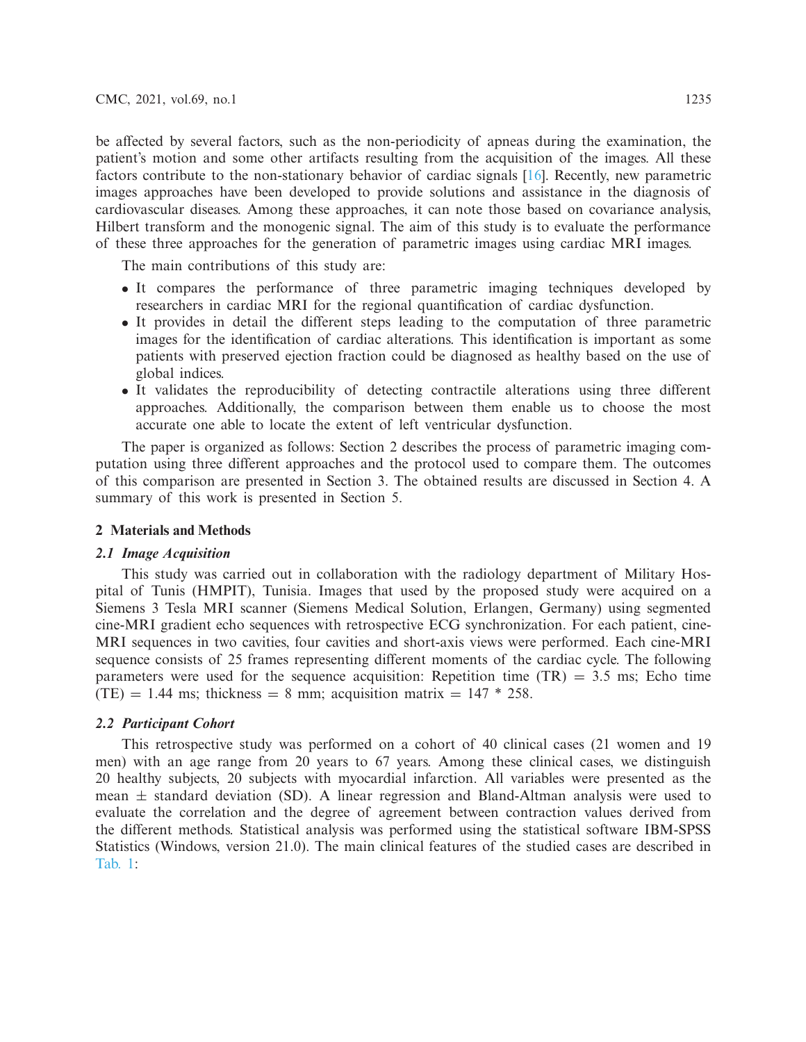be affected by several factors, such as the non-periodicity of apneas during the examination, the patient's motion and some other artifacts resulting from the acquisition of the images. All these factors contribute to the non-stationary behavior of cardiac signals [16]. Recently, new parametric images approaches have been developed to provide solutions and assistance in the diagnosis of cardiovascular diseases. Among these approaches, it can note those based on covariance analysis, Hilbert transform and the monogenic signal. The aim of this study is to evaluate the performance of these three approaches for the generation of parametric images using cardiac MRI images.

The main contributions of this study are:

- It compares the performance of three parametric imaging techniques developed by researchers in cardiac MRI for the regional quantification of cardiac dysfunction.
- It provides in detail the different steps leading to the computation of three parametric images for the identification of cardiac alterations. This identification is important as some patients with preserved ejection fraction could be diagnosed as healthy based on the use of global indices.
- It validates the reproducibility of detecting contractile alterations using three different approaches. Additionally, the comparison between them enable us to choose the most accurate one able to locate the extent of left ventricular dysfunction.

The paper is organized as follows: Section 2 describes the process of parametric imaging computation using three different approaches and the protocol used to compare them. The outcomes of this comparison are presented in Section 3. The obtained results are discussed in Section 4. A summary of this work is presented in Section 5.

## 2 Materials and Methods

### 2.1 Image Acquisition

This study was carried out in collaboration with the radiology department of Military Hospital of Tunis (HMPIT), Tunisia. Images that used by the proposed study were acquired on a Siemens 3 Tesla MRI scanner (Siemens Medical Solution, Erlangen, Germany) using segmented cine-MRI gradient echo sequences with retrospective ECG synchronization. For each patient, cine-MRI sequences in two cavities, four cavities and short-axis views were performed. Each cine-MRI sequence consists of 25 frames representing different moments of the cardiac cycle. The following parameters were used for the sequence acquisition: Repetition time (TR) = 3.5 ms; Echo time (TE) = 1.44 ms; thickness = 8 mm; acquisition matrix = 147 * 258.

### 2.2 Participant Cohort

This retrospective study was performed on a cohort of 40 clinical cases (21 women and 19 men) with an age range from 20 years to 67 years. Among these clinical cases, we distinguish 20 healthy subjects, 20 subjects with myocardial infarction. All variables were presented as the mean $\pm$ standard deviation (SD). A linear regression and Bland-Altman analysis were used to evaluate the correlation and the degree of agreement between contraction values derived from the different methods. Statistical analysis was performed using the statistical software IBM-SPSS Statistics (Windows, version 21.0). The main clinical features of the studied cases are described in Tab. 1: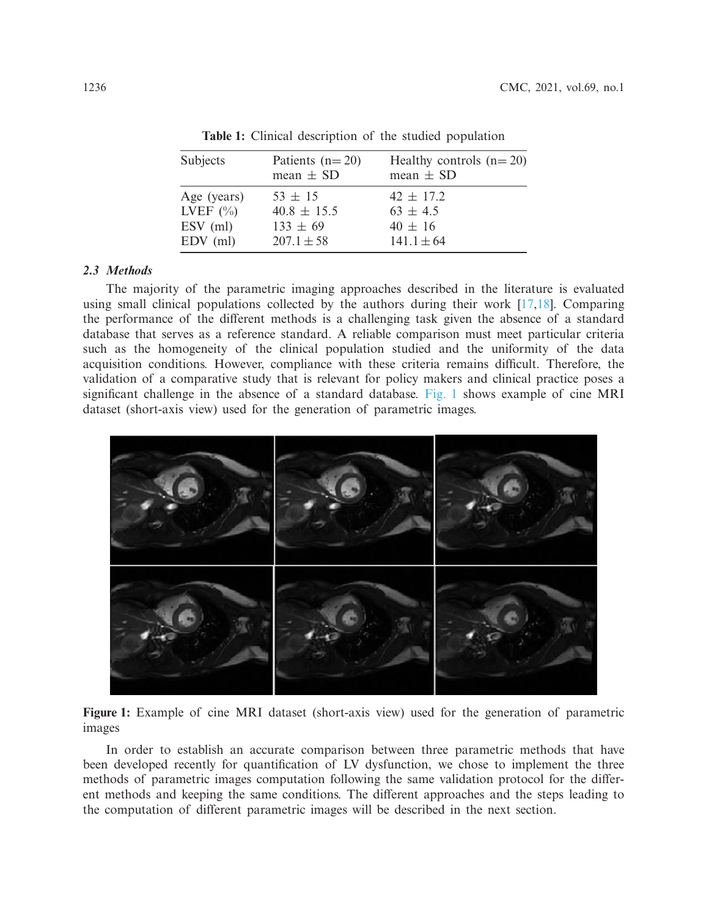Table 1: Clinical description of the studied population

| Subjects | Patients (n= 20) mean ± SD | Healthy controls (n= 20) mean ± SD |
|---|---|---|
| Age (years) | 53 ± 15 | 42 ± 17.2 |
| LVEF (%) | 40.8 ± 15.5 | 63 ± 4.5 |
| ESV (ml) | 133 ± 69 | 40 ± 16 |
| EDV (ml) | 207.1 ± 58 | 141.1 ± 64 |

### 2.3 Methods

The majority of the parametric imaging approaches described in the literature is evaluated using small clinical populations collected by the authors during their work [17,18]. Comparing the performance of the different methods is a challenging task given the absence of a standard database that serves as a reference standard. A reliable comparison must meet particular criteria such as the homogeneity of the clinical population studied and the uniformity of the data acquisition conditions. However, compliance with these criteria remains difficult. Therefore, the validation of a comparative study that is relevant for policy makers and clinical practice poses a significant challenge in the absence of a standard database. Fig. 1 shows example of cine MRI dataset (short-axis view) used for the generation of parametric images.

Figure 1: Example of cine MRI dataset (short-axis view) used for the generation of parametric images

In order to establish an accurate comparison between three parametric methods that have been developed recently for quantification of LV dysfunction, we chose to implement the three methods of parametric images computation following the same validation protocol for the different methods and keeping the same conditions. The different approaches and the steps leading to the computation of different parametric images will be described in the next section.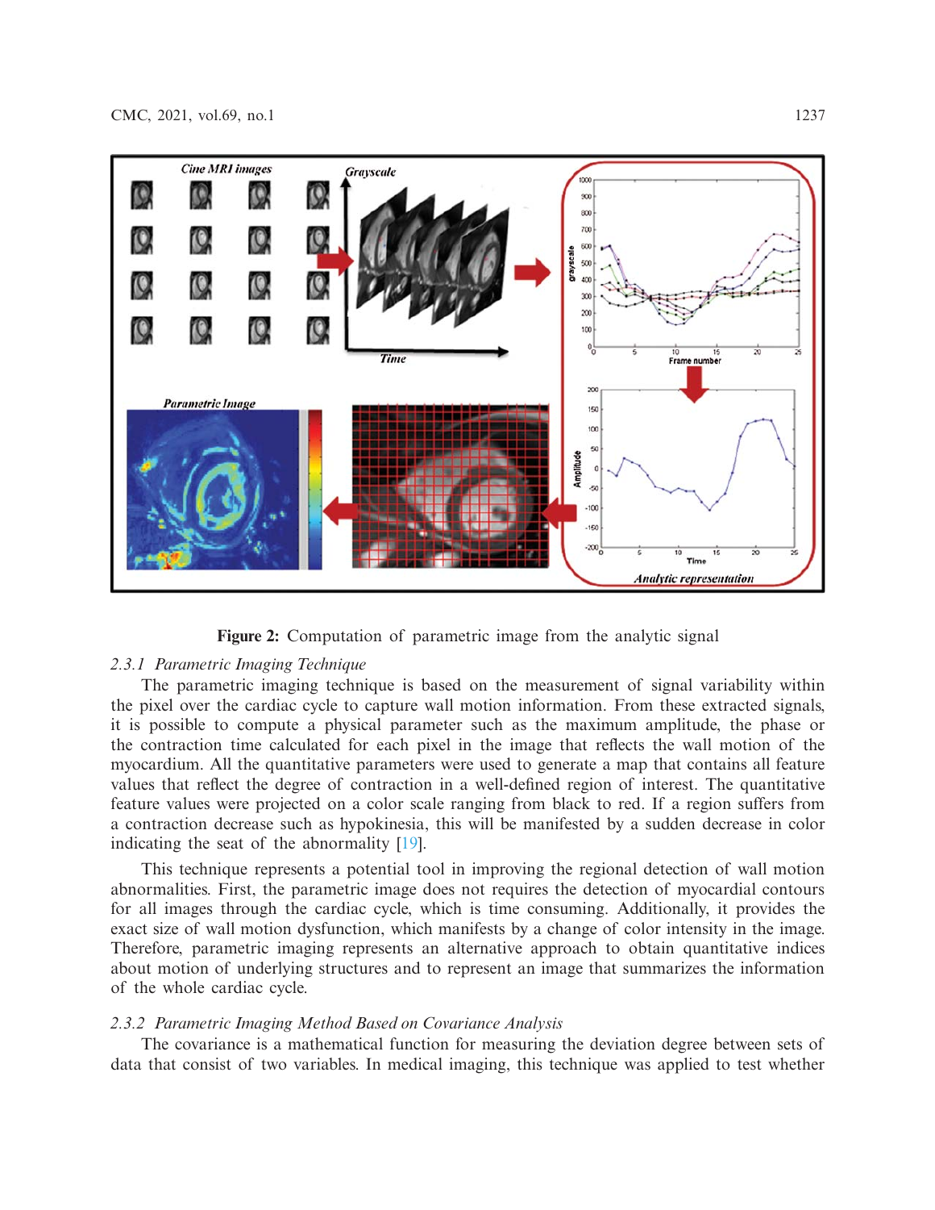**Figure 2:** Computation of parametric image from the analytic signal

### 2.3.1 Parametric Imaging Technique

The parametric imaging technique is based on the measurement of signal variability within the pixel over the cardiac cycle to capture wall motion information. From these extracted signals, it is possible to compute a physical parameter such as the maximum amplitude, the phase or the contraction time calculated for each pixel in the image that reflects the wall motion of the myocardium. All the quantitative parameters were used to generate a map that contains all feature values that reflect the degree of contraction in a well-defined region of interest. The quantitative feature values were projected on a color scale ranging from black to red. If a region suffers from a contraction decrease such as hypokinesia, this will be manifested by a sudden decrease in color indicating the seat of the abnormality [19].

This technique represents a potential tool in improving the regional detection of wall motion abnormalities. First, the parametric image does not requires the detection of myocardial contours for all images through the cardiac cycle, which is time consuming. Additionally, it provides the exact size of wall motion dysfunction, which manifests by a change of color intensity in the image. Therefore, parametric imaging represents an alternative approach to obtain quantitative indices about motion of underlying structures and to represent an image that summarizes the information of the whole cardiac cycle.

### 2.3.2 Parametric Imaging Method Based on Covariance Analysis

The covariance is a mathematical function for measuring the deviation degree between sets of data that consist of two variables. In medical imaging, this technique was applied to test whether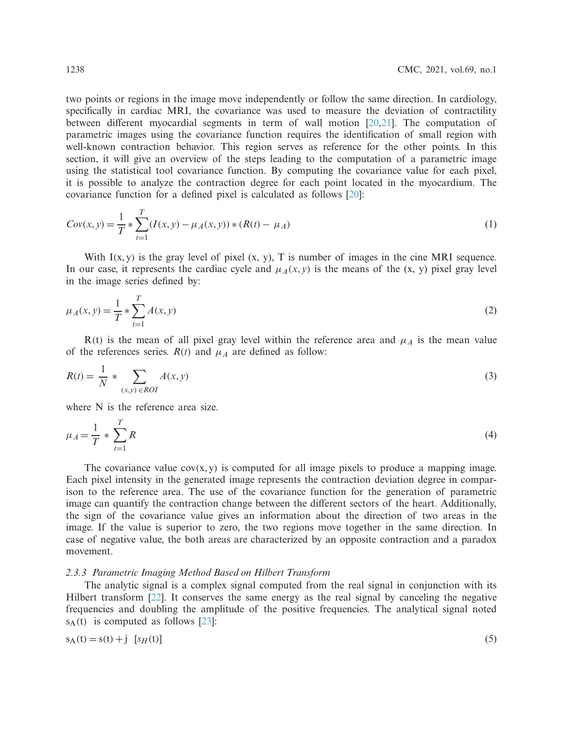two points or regions in the image move independently or follow the same direction. In cardiology, specifically in cardiac MRI, the covariance was used to measure the deviation of contractility between different myocardial segments in term of wall motion [20,21]. The computation of parametric images using the covariance function requires the identification of small region with well-known contraction behavior. This region serves as reference for the other points. In this section, it will give an overview of the steps leading to the computation of a parametric image using the statistical tool covariance function. By computing the covariance value for each pixel, it is possible to analyze the contraction degree for each point located in the myocardium. The covariance function for a defined pixel is calculated as follows [20]:

$$Cov(x, y) = \frac{1}{T} * \sum_{t=1}^{T} (I(x, y) - \mu_A(x, y)) * (R(t) - \mu_A) \tag{1}$$

With I(x, y) is the gray level of pixel (x, y), T is number of images in the cine MRI sequence. In our case, it represents the cardiac cycle and $\mu_A(x, y)$ is the means of the (x, y) pixel gray level in the image series defined by:

$$\mu_A(x, y) = \frac{1}{T} * \sum_{t=1}^{T} A(x, y) \tag{2}$$

R(t) is the mean of all pixel gray level within the reference area and $\mu_A$ is the mean value of the references series. $R(t)$ and $\mu_A$ are defined as follow:

$$R(t) = \frac{1}{N} * \sum_{(x,y) \in ROI} A(x, y) \tag{3}$$

where N is the reference area size.

$$\mu_A = \frac{1}{T} * \sum_{t=1}^{T} R \tag{4}$$

The covariance value cov(x, y) is computed for all image pixels to produce a mapping image. Each pixel intensity in the generated image represents the contraction deviation degree in comparison to the reference area. The use of the covariance function for the generation of parametric image can quantify the contraction change between the different sectors of the heart. Additionally, the sign of the covariance value gives an information about the direction of two areas in the image. If the value is superior to zero, the two regions move together in the same direction. In case of negative value, the both areas are characterized by an opposite contraction and a paradox movement.

#### *2.3.3 Parametric Imaging Method Based on Hilbert Transform*

The analytic signal is a complex signal computed from the real signal in conjunction with its Hilbert transform [22]. It conserves the same energy as the real signal by canceling the negative frequencies and doubling the amplitude of the positive frequencies. The analytical signal noted $s_A(t)$ is computed as follows [23]:

$$s_A(t) = s(t) + j\ [s_H(t)] \tag{5}$$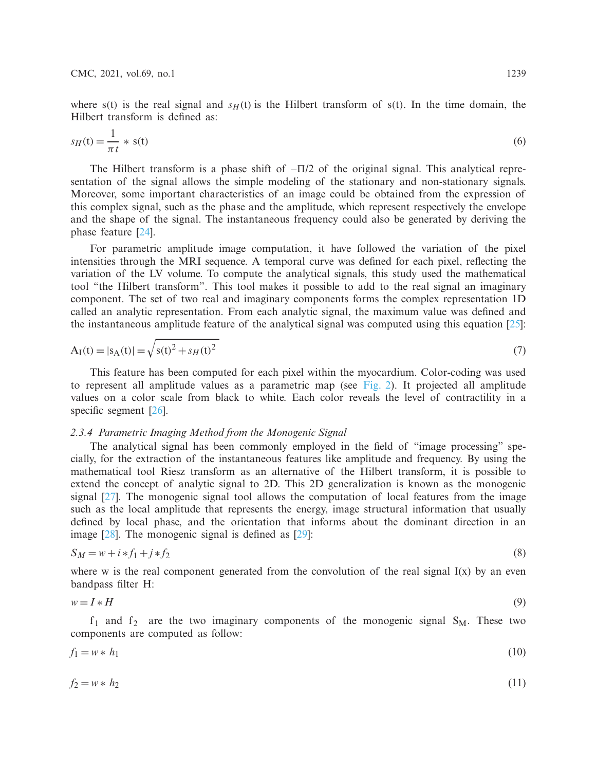where s(t) is the real signal and $s_H(t)$ is the Hilbert transform of s(t). In the time domain, the Hilbert transform is defined as:

$$s_H(t) = \frac{1}{\pi t} * s(t) \tag{6}$$

The Hilbert transform is a phase shift of $-\Pi/2$ of the original signal. This analytical representation of the signal allows the simple modeling of the stationary and non-stationary signals. Moreover, some important characteristics of an image could be obtained from the expression of this complex signal, such as the phase and the amplitude, which represent respectively the envelope and the shape of the signal. The instantaneous frequency could also be generated by deriving the phase feature [24].

For parametric amplitude image computation, it have followed the variation of the pixel intensities through the MRI sequence. A temporal curve was defined for each pixel, reflecting the variation of the LV volume. To compute the analytical signals, this study used the mathematical tool "the Hilbert transform". This tool makes it possible to add to the real signal an imaginary component. The set of two real and imaginary components forms the complex representation 1D called an analytic representation. From each analytic signal, the maximum value was defined and the instantaneous amplitude feature of the analytical signal was computed using this equation [25]:

$$A_I(t) = |s_A(t)| = \sqrt{s(t)^2 + s_H(t)^2} \tag{7}$$

This feature has been computed for each pixel within the myocardium. Color-coding was used to represent all amplitude values as a parametric map (see Fig. 2). It projected all amplitude values on a color scale from black to white. Each color reveals the level of contractility in a specific segment [26].

#### *2.3.4 Parametric Imaging Method from the Monogenic Signal*

The analytical signal has been commonly employed in the field of "image processing" specially, for the extraction of the instantaneous features like amplitude and frequency. By using the mathematical tool Riesz transform as an alternative of the Hilbert transform, it is possible to extend the concept of analytic signal to 2D. This 2D generalization is known as the monogenic signal [27]. The monogenic signal tool allows the computation of local features from the image such as the local amplitude that represents the energy, image structural information that usually defined by local phase, and the orientation that informs about the dominant direction in an image [28]. The monogenic signal is defined as [29]:

$$S_M = w + i * f_1 + j * f_2 \tag{8}$$

where w is the real component generated from the convolution of the real signal I(x) by an even bandpass filter H:

$$w = I * H \tag{9}$$

$f_1$ and $f_2$ are the two imaginary components of the monogenic signal $S_M$. These two components are computed as follow:

$$f_1 = w * h_1 \tag{10}$$

$$f_2 = w * h_2 \tag{11}$$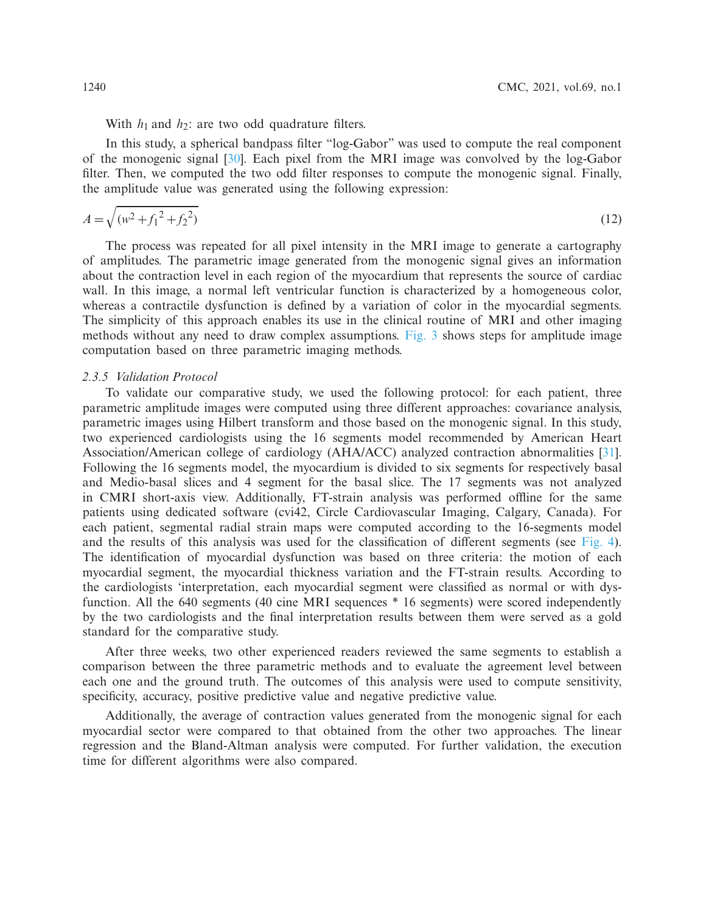With $h_1$ and $h_2$: are two odd quadrature filters.

In this study, a spherical bandpass filter "log-Gabor" was used to compute the real component of the monogenic signal [30]. Each pixel from the MRI image was convolved by the log-Gabor filter. Then, we computed the two odd filter responses to compute the monogenic signal. Finally, the amplitude value was generated using the following expression:

$$A = \sqrt{(w^2 + f_1{}^2 + f_2{}^2)} \tag{12}$$

The process was repeated for all pixel intensity in the MRI image to generate a cartography of amplitudes. The parametric image generated from the monogenic signal gives an information about the contraction level in each region of the myocardium that represents the source of cardiac wall. In this image, a normal left ventricular function is characterized by a homogeneous color, whereas a contractile dysfunction is defined by a variation of color in the myocardial segments. The simplicity of this approach enables its use in the clinical routine of MRI and other imaging methods without any need to draw complex assumptions. Fig. 3 shows steps for amplitude image computation based on three parametric imaging methods.

#### *2.3.5 Validation Protocol*

To validate our comparative study, we used the following protocol: for each patient, three parametric amplitude images were computed using three different approaches: covariance analysis, parametric images using Hilbert transform and those based on the monogenic signal. In this study, two experienced cardiologists using the 16 segments model recommended by American Heart Association/American college of cardiology (AHA/ACC) analyzed contraction abnormalities [31]. Following the 16 segments model, the myocardium is divided to six segments for respectively basal and Medio-basal slices and 4 segment for the basal slice. The 17 segments was not analyzed in CMRI short-axis view. Additionally, FT-strain analysis was performed offline for the same patients using dedicated software (cvi42, Circle Cardiovascular Imaging, Calgary, Canada). For each patient, segmental radial strain maps were computed according to the 16-segments model and the results of this analysis was used for the classification of different segments (see Fig. 4). The identification of myocardial dysfunction was based on three criteria: the motion of each myocardial segment, the myocardial thickness variation and the FT-strain results. According to the cardiologists 'interpretation, each myocardial segment were classified as normal or with dysfunction. All the 640 segments (40 cine MRI sequences * 16 segments) were scored independently by the two cardiologists and the final interpretation results between them were served as a gold standard for the comparative study.

After three weeks, two other experienced readers reviewed the same segments to establish a comparison between the three parametric methods and to evaluate the agreement level between each one and the ground truth. The outcomes of this analysis were used to compute sensitivity, specificity, accuracy, positive predictive value and negative predictive value.

Additionally, the average of contraction values generated from the monogenic signal for each myocardial sector were compared to that obtained from the other two approaches. The linear regression and the Bland-Altman analysis were computed. For further validation, the execution time for different algorithms were also compared.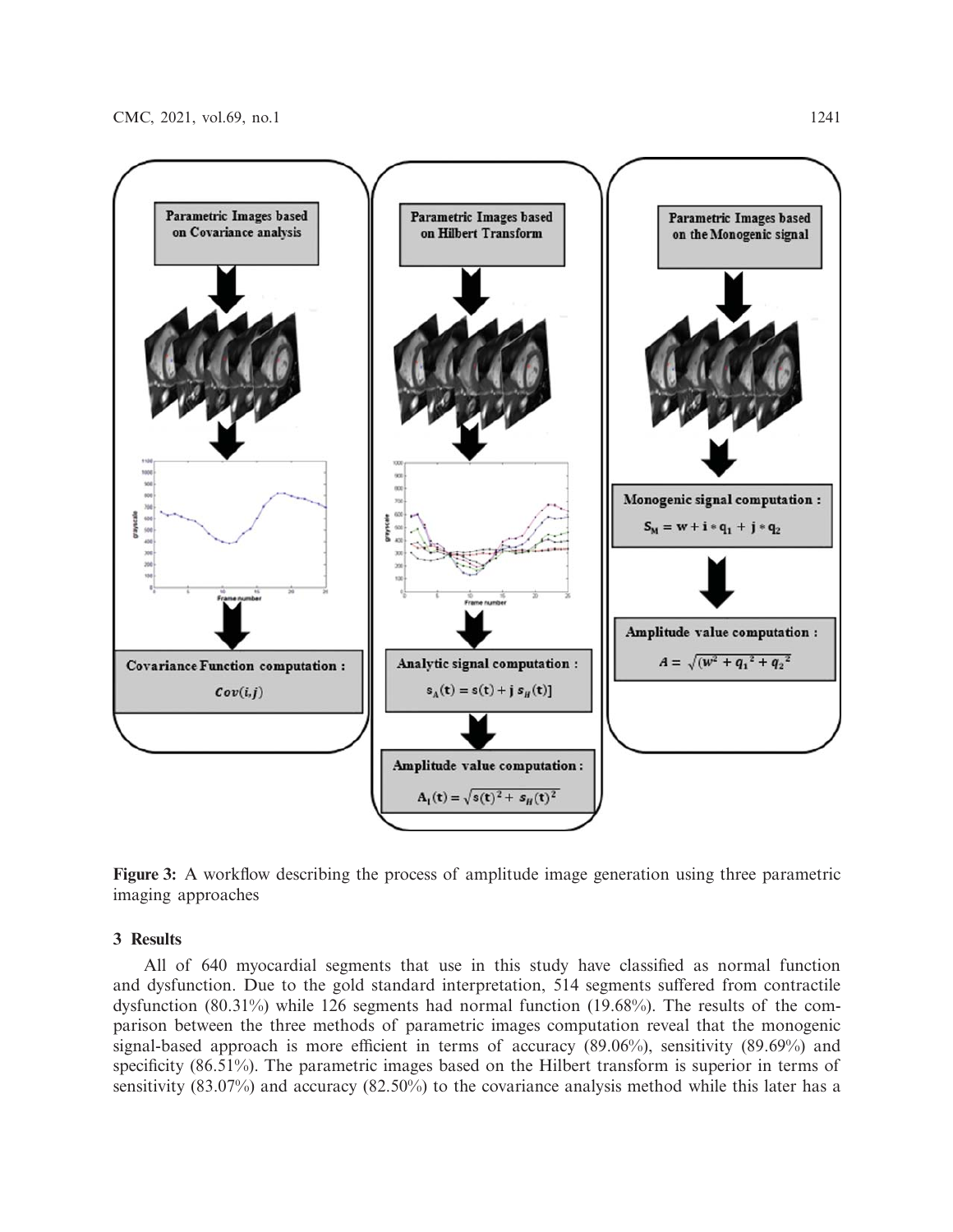**Figure 3:** A workflow describing the process of amplitude image generation using three parametric imaging approaches

## 3 Results

All of 640 myocardial segments that use in this study have classified as normal function and dysfunction. Due to the gold standard interpretation, 514 segments suffered from contractile dysfunction (80.31%) while 126 segments had normal function (19.68%). The results of the comparison between the three methods of parametric images computation reveal that the monogenic signal-based approach is more efficient in terms of accuracy (89.06%), sensitivity (89.69%) and specificity (86.51%). The parametric images based on the Hilbert transform is superior in terms of sensitivity (83.07%) and accuracy (82.50%) to the covariance analysis method while this later has a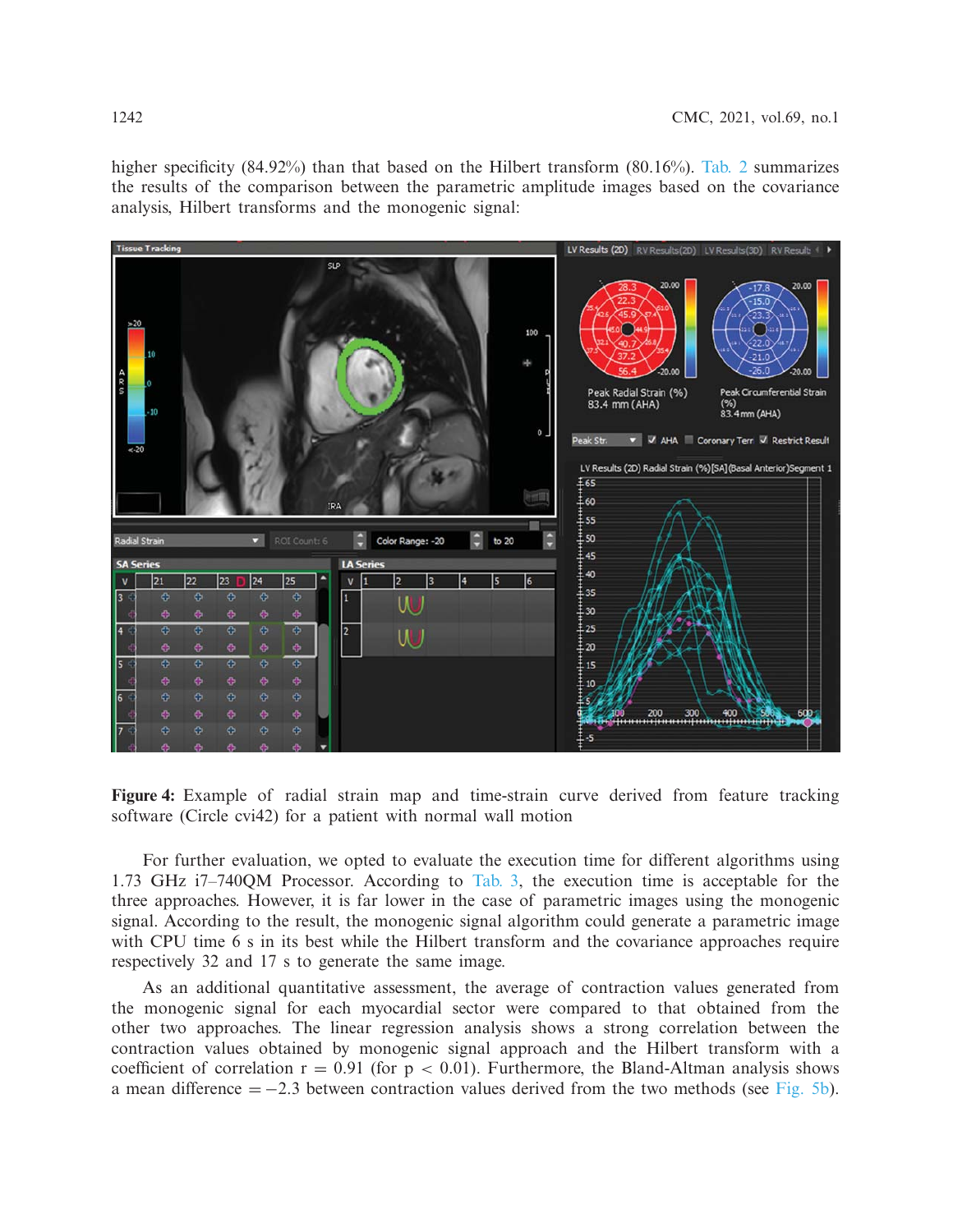higher specificity (84.92%) than that based on the Hilbert transform (80.16%). Tab. 2 summarizes the results of the comparison between the parametric amplitude images based on the covariance analysis, Hilbert transforms and the monogenic signal:

**Figure 4:** Example of radial strain map and time-strain curve derived from feature tracking software (Circle cvi42) for a patient with normal wall motion

For further evaluation, we opted to evaluate the execution time for different algorithms using 1.73 GHz i7–740QM Processor. According to Tab. 3, the execution time is acceptable for the three approaches. However, it is far lower in the case of parametric images using the monogenic signal. According to the result, the monogenic signal algorithm could generate a parametric image with CPU time 6 s in its best while the Hilbert transform and the covariance approaches require respectively 32 and 17 s to generate the same image.

As an additional quantitative assessment, the average of contraction values generated from the monogenic signal for each myocardial sector were compared to that obtained from the other two approaches. The linear regression analysis shows a strong correlation between the contraction values obtained by monogenic signal approach and the Hilbert transform with a coefficient of correlation $r = 0.91$ (for $p < 0.01$). Furthermore, the Bland-Altman analysis shows a mean difference $= -2.3$ between contraction values derived from the two methods (see Fig. 5b).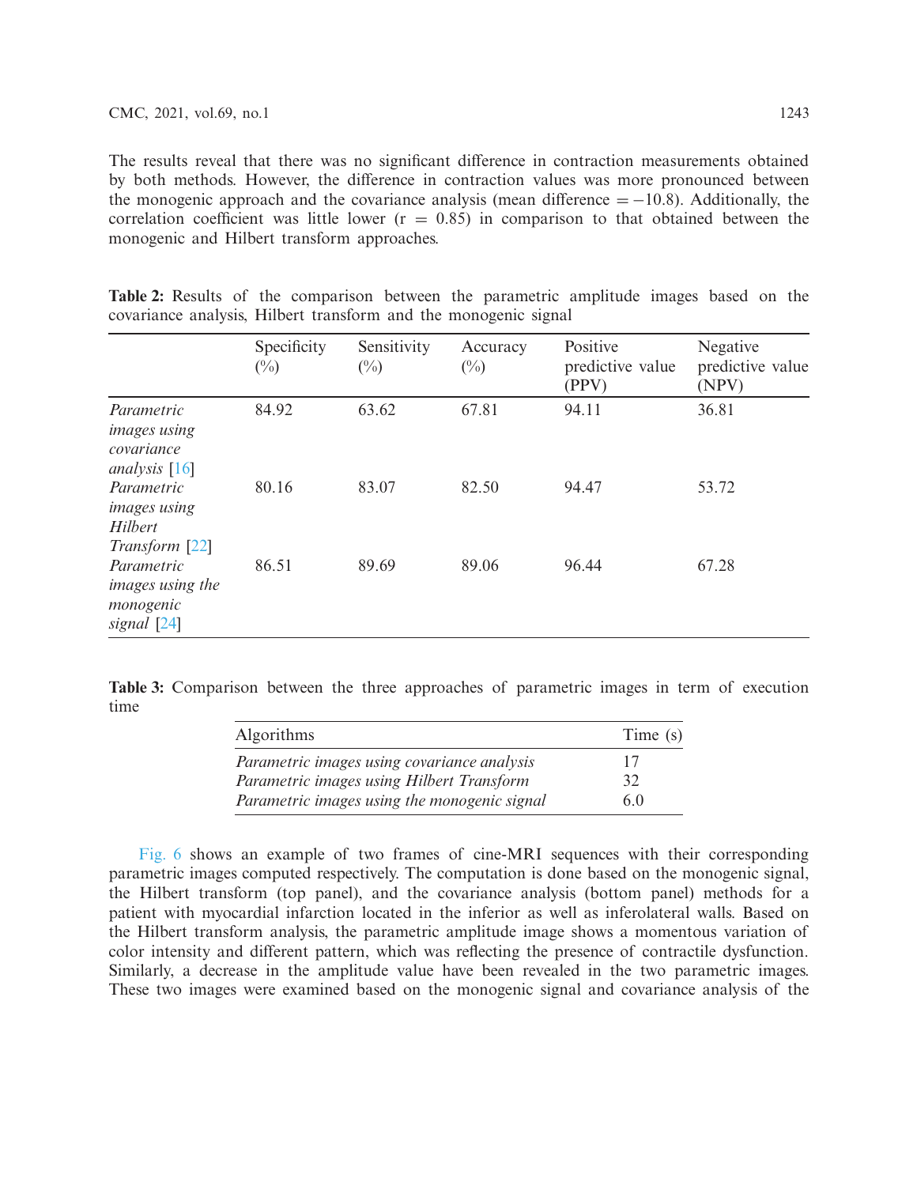The results reveal that there was no significant difference in contraction measurements obtained by both methods. However, the difference in contraction values was more pronounced between the monogenic approach and the covariance analysis (mean difference = −10.8). Additionally, the correlation coefficient was little lower (r = 0.85) in comparison to that obtained between the monogenic and Hilbert transform approaches.

**Table 2:** Results of the comparison between the parametric amplitude images based on the covariance analysis, Hilbert transform and the monogenic signal

| | Specificity (%) | Sensitivity (%) | Accuracy (%) | Positive predictive value (PPV) | Negative predictive value (NPV) |
|---|---|---|---|---|---|
| *Parametric images using covariance analysis* [16] | 84.92 | 63.62 | 67.81 | 94.11 | 36.81 |
| *Parametric images using Hilbert Transform* [22] | 80.16 | 83.07 | 82.50 | 94.47 | 53.72 |
| *Parametric images using the monogenic signal* [24] | 86.51 | 89.69 | 89.06 | 96.44 | 67.28 |

**Table 3:** Comparison between the three approaches of parametric images in term of execution time

| Algorithms | Time (s) |
|---|---|
| *Parametric images using covariance analysis* | 17 |
| *Parametric images using Hilbert Transform* | 32 |
| *Parametric images using the monogenic signal* | 6.0 |

Fig. 6 shows an example of two frames of cine-MRI sequences with their corresponding parametric images computed respectively. The computation is done based on the monogenic signal, the Hilbert transform (top panel), and the covariance analysis (bottom panel) methods for a patient with myocardial infarction located in the inferior as well as inferolateral walls. Based on the Hilbert transform analysis, the parametric amplitude image shows a momentous variation of color intensity and different pattern, which was reflecting the presence of contractile dysfunction. Similarly, a decrease in the amplitude value have been revealed in the two parametric images. These two images were examined based on the monogenic signal and covariance analysis of the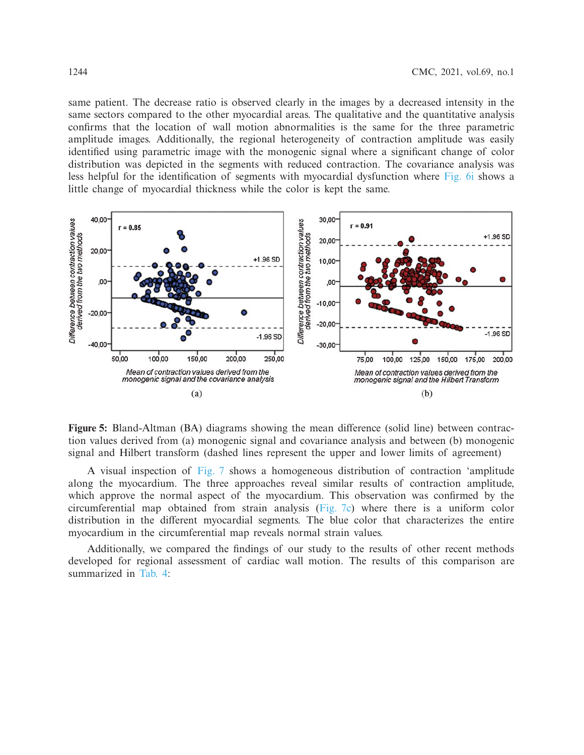same patient. The decrease ratio is observed clearly in the images by a decreased intensity in the same sectors compared to the other myocardial areas. The qualitative and the quantitative analysis confirms that the location of wall motion abnormalities is the same for the three parametric amplitude images. Additionally, the regional heterogeneity of contraction amplitude was easily identified using parametric image with the monogenic signal where a significant change of color distribution was depicted in the segments with reduced contraction. The covariance analysis was less helpful for the identification of segments with myocardial dysfunction where Fig. 6i shows a little change of myocardial thickness while the color is kept the same.

**Figure 5:** Bland-Altman (BA) diagrams showing the mean difference (solid line) between contraction values derived from (a) monogenic signal and covariance analysis and between (b) monogenic signal and Hilbert transform (dashed lines represent the upper and lower limits of agreement)

A visual inspection of Fig. 7 shows a homogeneous distribution of contraction 'amplitude along the myocardium. The three approaches reveal similar results of contraction amplitude, which approve the normal aspect of the myocardium. This observation was confirmed by the circumferential map obtained from strain analysis (Fig. 7c) where there is a uniform color distribution in the different myocardial segments. The blue color that characterizes the entire myocardium in the circumferential map reveals normal strain values.

Additionally, we compared the findings of our study to the results of other recent methods developed for regional assessment of cardiac wall motion. The results of this comparison are summarized in Tab. 4: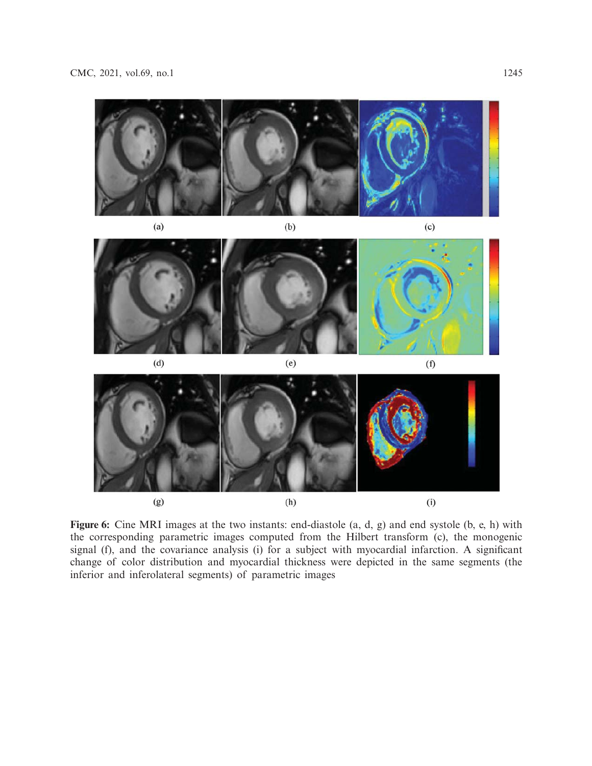**Figure 6:** Cine MRI images at the two instants: end-diastole (a, d, g) and end systole (b, e, h) with the corresponding parametric images computed from the Hilbert transform (c), the monogenic signal (f), and the covariance analysis (i) for a subject with myocardial infarction. A significant change of color distribution and myocardial thickness were depicted in the same segments (the inferior and inferolateral segments) of parametric images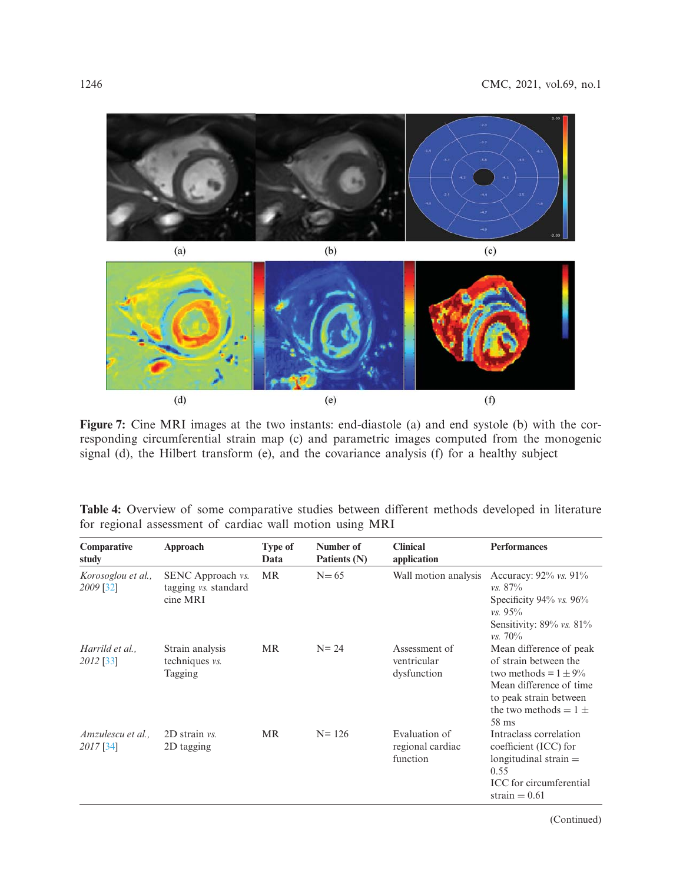Figure 7: Cine MRI images at the two instants: end-diastole (a) and end systole (b) with the corresponding circumferential strain map (c) and parametric images computed from the monogenic signal (d), the Hilbert transform (e), and the covariance analysis (f) for a healthy subject

Table 4: Overview of some comparative studies between different methods developed in literature for regional assessment of cardiac wall motion using MRI

| Comparative study | Approach | Type of Data | Number of Patients (N) | Clinical application | Performances |
|---|---|---|---|---|---|
| *Korosoglou et al., 2009* [32] | SENC Approach *vs.* tagging *vs.* standard cine MRI | MR | N= 65 | Wall motion analysis | Accuracy: 92% *vs.* 91% *vs.* 87%<br>Specificity 94% *vs.* 96% *vs.* 95%<br>Sensitivity: 89% *vs.* 81% *vs.* 70% |
| *Harrild et al., 2012* [33] | Strain analysis techniques *vs.* Tagging | MR | N= 24 | Assessment of ventricular dysfunction | Mean difference of peak of strain between the two methods = 1 ± 9%<br>Mean difference of time to peak strain between the two methods = 1 ± 58 ms |
| *Amzulescu et al., 2017* [34] | 2D strain *vs.* 2D tagging | MR | N= 126 | Evaluation of regional cardiac function | Intraclass correlation coefficient (ICC) for longitudinal strain = 0.55<br>ICC for circumferential strain = 0.61 |

(Continued)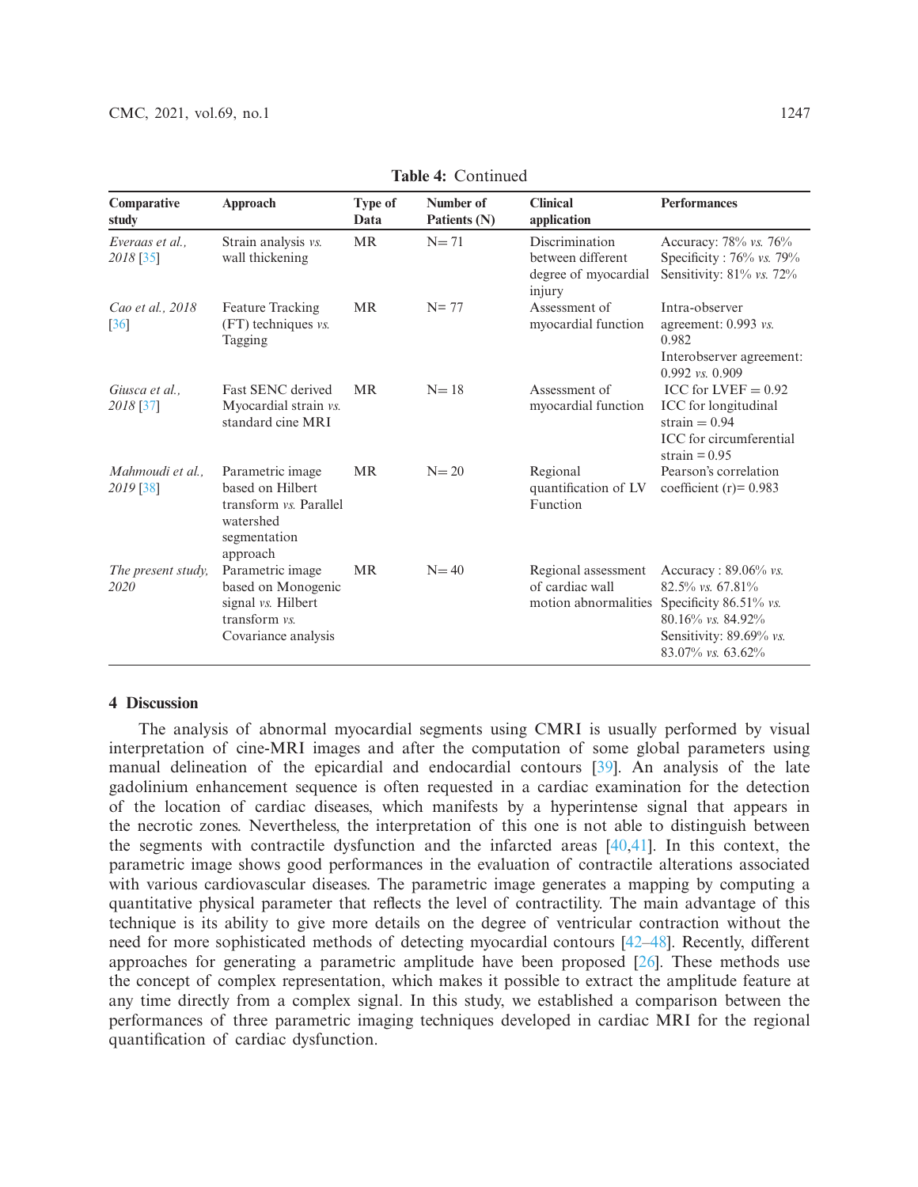**Table 4:** Continued

| Comparative study | Approach | Type of Data | Number of Patients (N) | Clinical application | Performances |
|---|---|---|---|---|---|
| *Everaas et al., 2018* [35] | Strain analysis *vs.* wall thickening | MR | N= 71 | Discrimination between different degree of myocardial injury | Accuracy: 78% *vs.* 76%<br>Specificity : 76% *vs.* 79%<br>Sensitivity: 81% *vs.* 72% |
| *Cao et al., 2018* [36] | Feature Tracking (FT) techniques *vs.* Tagging | MR | N= 77 | Assessment of myocardial function | Intra-observer agreement: 0.993 *vs.* 0.982<br>Interobserver agreement: 0.992 *vs.* 0.909 |
| *Giusca et al., 2018* [37] | Fast SENC derived Myocardial strain *vs.* standard cine MRI | MR | N= 18 | Assessment of myocardial function | ICC for LVEF = 0.92<br>ICC for longitudinal strain = 0.94<br>ICC for circumferential strain = 0.95 |
| *Mahmoudi et al., 2019* [38] | Parametric image based on Hilbert transform *vs.* Parallel watershed segmentation approach | MR | N= 20 | Regional quantification of LV Function | Pearson's correlation coefficient (r)= 0.983 |
| *The present study, 2020* | Parametric image based on Monogenic signal *vs.* Hilbert transform *vs.* Covariance analysis | MR | N= 40 | Regional assessment of cardiac wall motion abnormalities | Accuracy : 89.06% *vs.* 82.5% *vs.* 67.81%<br>Specificity 86.51% *vs.* 80.16% *vs.* 84.92%<br>Sensitivity: 89.69% *vs.* 83.07% *vs.* 63.62% |

## 4 Discussion

The analysis of abnormal myocardial segments using CMRI is usually performed by visual interpretation of cine-MRI images and after the computation of some global parameters using manual delineation of the epicardial and endocardial contours [39]. An analysis of the late gadolinium enhancement sequence is often requested in a cardiac examination for the detection of the location of cardiac diseases, which manifests by a hyperintense signal that appears in the necrotic zones. Nevertheless, the interpretation of this one is not able to distinguish between the segments with contractile dysfunction and the infarcted areas [40,41]. In this context, the parametric image shows good performances in the evaluation of contractile alterations associated with various cardiovascular diseases. The parametric image generates a mapping by computing a quantitative physical parameter that reflects the level of contractility. The main advantage of this technique is its ability to give more details on the degree of ventricular contraction without the need for more sophisticated methods of detecting myocardial contours [42–48]. Recently, different approaches for generating a parametric amplitude have been proposed [26]. These methods use the concept of complex representation, which makes it possible to extract the amplitude feature at any time directly from a complex signal. In this study, we established a comparison between the performances of three parametric imaging techniques developed in cardiac MRI for the regional quantification of cardiac dysfunction.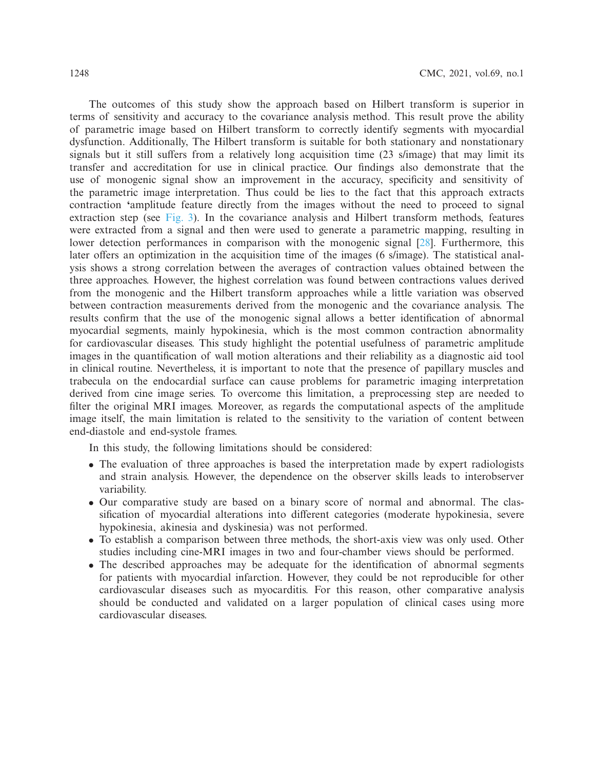The outcomes of this study show the approach based on Hilbert transform is superior in terms of sensitivity and accuracy to the covariance analysis method. This result prove the ability of parametric image based on Hilbert transform to correctly identify segments with myocardial dysfunction. Additionally, The Hilbert transform is suitable for both stationary and nonstationary signals but it still suffers from a relatively long acquisition time (23 s/image) that may limit its transfer and accreditation for use in clinical practice. Our findings also demonstrate that the use of monogenic signal show an improvement in the accuracy, specificity and sensitivity of the parametric image interpretation. Thus could be lies to the fact that this approach extracts contraction ‘amplitude feature directly from the images without the need to proceed to signal extraction step (see Fig. 3). In the covariance analysis and Hilbert transform methods, features were extracted from a signal and then were used to generate a parametric mapping, resulting in lower detection performances in comparison with the monogenic signal [28]. Furthermore, this later offers an optimization in the acquisition time of the images (6 s/image). The statistical analysis shows a strong correlation between the averages of contraction values obtained between the three approaches. However, the highest correlation was found between contractions values derived from the monogenic and the Hilbert transform approaches while a little variation was observed between contraction measurements derived from the monogenic and the covariance analysis. The results confirm that the use of the monogenic signal allows a better identification of abnormal myocardial segments, mainly hypokinesia, which is the most common contraction abnormality for cardiovascular diseases. This study highlight the potential usefulness of parametric amplitude images in the quantification of wall motion alterations and their reliability as a diagnostic aid tool in clinical routine. Nevertheless, it is important to note that the presence of papillary muscles and trabecula on the endocardial surface can cause problems for parametric imaging interpretation derived from cine image series. To overcome this limitation, a preprocessing step are needed to filter the original MRI images. Moreover, as regards the computational aspects of the amplitude image itself, the main limitation is related to the sensitivity to the variation of content between end-diastole and end-systole frames.

In this study, the following limitations should be considered:

- The evaluation of three approaches is based the interpretation made by expert radiologists and strain analysis. However, the dependence on the observer skills leads to interobserver variability.
- Our comparative study are based on a binary score of normal and abnormal. The classification of myocardial alterations into different categories (moderate hypokinesia, severe hypokinesia, akinesia and dyskinesia) was not performed.
- To establish a comparison between three methods, the short-axis view was only used. Other studies including cine-MRI images in two and four-chamber views should be performed.
- The described approaches may be adequate for the identification of abnormal segments for patients with myocardial infarction. However, they could be not reproducible for other cardiovascular diseases such as myocarditis. For this reason, other comparative analysis should be conducted and validated on a larger population of clinical cases using more cardiovascular diseases.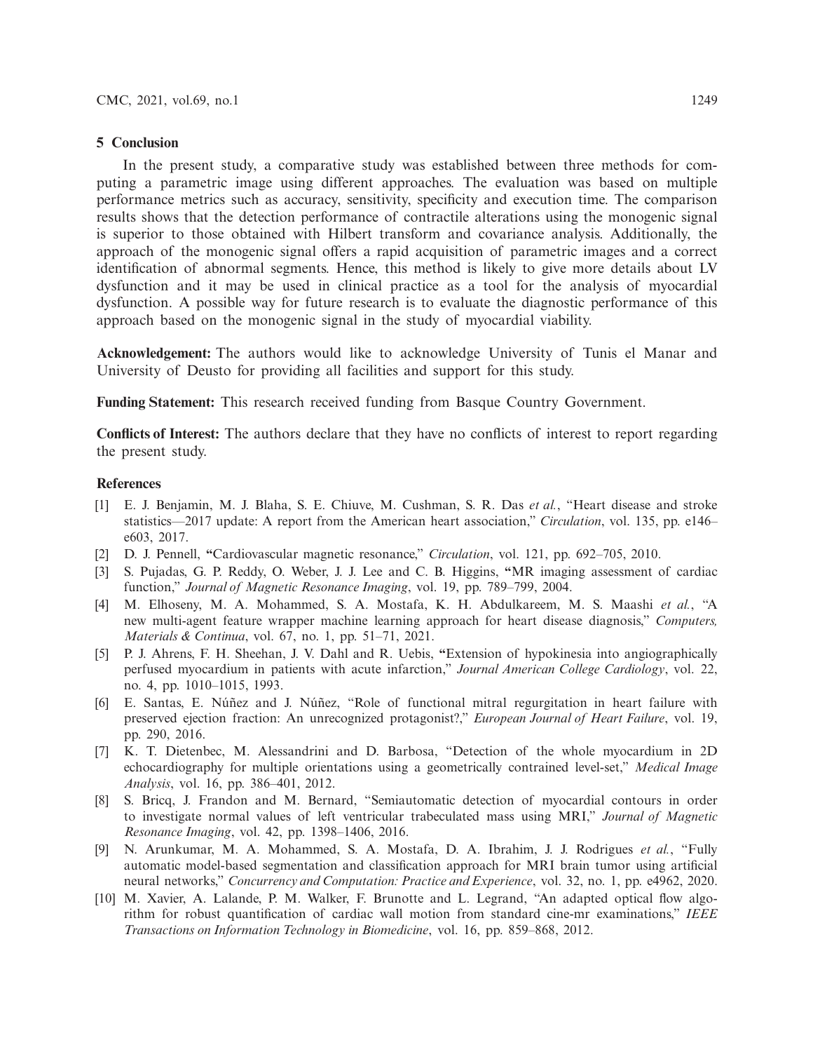## 5 Conclusion

In the present study, a comparative study was established between three methods for computing a parametric image using different approaches. The evaluation was based on multiple performance metrics such as accuracy, sensitivity, specificity and execution time. The comparison results shows that the detection performance of contractile alterations using the monogenic signal is superior to those obtained with Hilbert transform and covariance analysis. Additionally, the approach of the monogenic signal offers a rapid acquisition of parametric images and a correct identification of abnormal segments. Hence, this method is likely to give more details about LV dysfunction and it may be used in clinical practice as a tool for the analysis of myocardial dysfunction. A possible way for future research is to evaluate the diagnostic performance of this approach based on the monogenic signal in the study of myocardial viability.

**Acknowledgement:** The authors would like to acknowledge University of Tunis el Manar and University of Deusto for providing all facilities and support for this study.

**Funding Statement:** This research received funding from Basque Country Government.

**Conflicts of Interest:** The authors declare that they have no conflicts of interest to report regarding the present study.

### References

[1] E. J. Benjamin, M. J. Blaha, S. E. Chiuve, M. Cushman, S. R. Das *et al.*, "Heart disease and stroke statistics—2017 update: A report from the American heart association," *Circulation*, vol. 135, pp. e146–e603, 2017.

[2] D. J. Pennell, "Cardiovascular magnetic resonance," *Circulation*, vol. 121, pp. 692–705, 2010.

[3] S. Pujadas, G. P. Reddy, O. Weber, J. J. Lee and C. B. Higgins, "MR imaging assessment of cardiac function," *Journal of Magnetic Resonance Imaging*, vol. 19, pp. 789–799, 2004.

[4] M. Elhoseny, M. A. Mohammed, S. A. Mostafa, K. H. Abdulkareem, M. S. Maashi *et al.*, "A new multi-agent feature wrapper machine learning approach for heart disease diagnosis," *Computers, Materials & Continua*, vol. 67, no. 1, pp. 51–71, 2021.

[5] P. J. Ahrens, F. H. Sheehan, J. V. Dahl and R. Uebis, "Extension of hypokinesia into angiographically perfused myocardium in patients with acute infarction," *Journal American College Cardiology*, vol. 22, no. 4, pp. 1010–1015, 1993.

[6] E. Santas, E. Núñez and J. Núñez, "Role of functional mitral regurgitation in heart failure with preserved ejection fraction: An unrecognized protagonist?," *European Journal of Heart Failure*, vol. 19, pp. 290, 2016.

[7] K. T. Dietenbec, M. Alessandrini and D. Barbosa, "Detection of the whole myocardium in 2D echocardiography for multiple orientations using a geometrically contrained level-set," *Medical Image Analysis*, vol. 16, pp. 386–401, 2012.

[8] S. Bricq, J. Frandon and M. Bernard, "Semiautomatic detection of myocardial contours in order to investigate normal values of left ventricular trabeculated mass using MRI," *Journal of Magnetic Resonance Imaging*, vol. 42, pp. 1398–1406, 2016.

[9] N. Arunkumar, M. A. Mohammed, S. A. Mostafa, D. A. Ibrahim, J. J. Rodrigues *et al.*, "Fully automatic model-based segmentation and classification approach for MRI brain tumor using artificial neural networks," *Concurrency and Computation: Practice and Experience*, vol. 32, no. 1, pp. e4962, 2020.

[10] M. Xavier, A. Lalande, P. M. Walker, F. Brunotte and L. Legrand, "An adapted optical flow algorithm for robust quantification of cardiac wall motion from standard cine-mr examinations," *IEEE Transactions on Information Technology in Biomedicine*, vol. 16, pp. 859–868, 2012.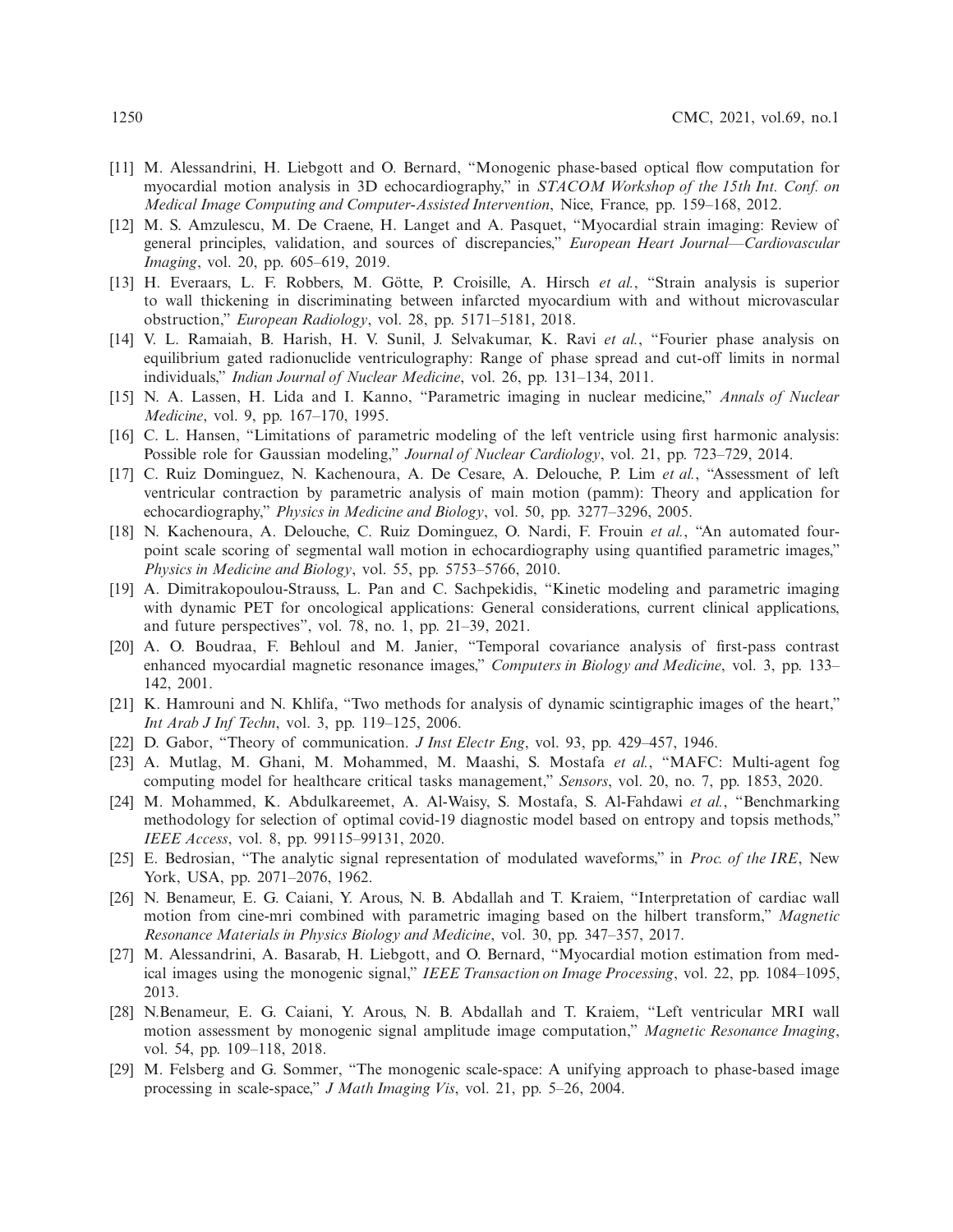[11] M. Alessandrini, H. Liebgott and O. Bernard, "Monogenic phase-based optical flow computation for myocardial motion analysis in 3D echocardiography," in *STACOM Workshop of the 15th Int. Conf. on Medical Image Computing and Computer-Assisted Intervention*, Nice, France, pp. 159–168, 2012.

[12] M. S. Amzulescu, M. De Craene, H. Langet and A. Pasquet, "Myocardial strain imaging: Review of general principles, validation, and sources of discrepancies," *European Heart Journal—Cardiovascular Imaging*, vol. 20, pp. 605–619, 2019.

[13] H. Everaars, L. F. Robbers, M. Götte, P. Croisille, A. Hirsch *et al.*, "Strain analysis is superior to wall thickening in discriminating between infarcted myocardium with and without microvascular obstruction," *European Radiology*, vol. 28, pp. 5171–5181, 2018.

[14] V. L. Ramaiah, B. Harish, H. V. Sunil, J. Selvakumar, K. Ravi *et al.*, "Fourier phase analysis on equilibrium gated radionuclide ventriculography: Range of phase spread and cut-off limits in normal individuals," *Indian Journal of Nuclear Medicine*, vol. 26, pp. 131–134, 2011.

[15] N. A. Lassen, H. Lida and I. Kanno, "Parametric imaging in nuclear medicine," *Annals of Nuclear Medicine*, vol. 9, pp. 167–170, 1995.

[16] C. L. Hansen, "Limitations of parametric modeling of the left ventricle using first harmonic analysis: Possible role for Gaussian modeling," *Journal of Nuclear Cardiology*, vol. 21, pp. 723–729, 2014.

[17] C. Ruiz Dominguez, N. Kachenoura, A. De Cesare, A. Delouche, P. Lim *et al.*, "Assessment of left ventricular contraction by parametric analysis of main motion (pamm): Theory and application for echocardiography," *Physics in Medicine and Biology*, vol. 50, pp. 3277–3296, 2005.

[18] N. Kachenoura, A. Delouche, C. Ruiz Dominguez, O. Nardi, F. Frouin *et al.*, "An automated four-point scale scoring of segmental wall motion in echocardiography using quantified parametric images," *Physics in Medicine and Biology*, vol. 55, pp. 5753–5766, 2010.

[19] A. Dimitrakopoulou-Strauss, L. Pan and C. Sachpekidis, "Kinetic modeling and parametric imaging with dynamic PET for oncological applications: General considerations, current clinical applications, and future perspectives", vol. 78, no. 1, pp. 21–39, 2021.

[20] A. O. Boudraa, F. Behloul and M. Janier, "Temporal covariance analysis of first-pass contrast enhanced myocardial magnetic resonance images," *Computers in Biology and Medicine*, vol. 3, pp. 133–142, 2001.

[21] K. Hamrouni and N. Khlifa, "Two methods for analysis of dynamic scintigraphic images of the heart," *Int Arab J Inf Techn*, vol. 3, pp. 119–125, 2006.

[22] D. Gabor, "Theory of communication. *J Inst Electr Eng*, vol. 93, pp. 429–457, 1946.

[23] A. Mutlag, M. Ghani, M. Mohammed, M. Maashi, S. Mostafa *et al.*, "MAFC: Multi-agent fog computing model for healthcare critical tasks management," *Sensors*, vol. 20, no. 7, pp. 1853, 2020.

[24] M. Mohammed, K. Abdulkareemet, A. Al-Waisy, S. Mostafa, S. Al-Fahdawi *et al.*, "Benchmarking methodology for selection of optimal covid-19 diagnostic model based on entropy and topsis methods," *IEEE Access*, vol. 8, pp. 99115–99131, 2020.

[25] E. Bedrosian, "The analytic signal representation of modulated waveforms," in *Proc. of the IRE*, New York, USA, pp. 2071–2076, 1962.

[26] N. Benameur, E. G. Caiani, Y. Arous, N. B. Abdallah and T. Kraiem, "Interpretation of cardiac wall motion from cine-mri combined with parametric imaging based on the hilbert transform," *Magnetic Resonance Materials in Physics Biology and Medicine*, vol. 30, pp. 347–357, 2017.

[27] M. Alessandrini, A. Basarab, H. Liebgott, and O. Bernard, "Myocardial motion estimation from medical images using the monogenic signal," *IEEE Transaction on Image Processing*, vol. 22, pp. 1084–1095, 2013.

[28] N.Benameur, E. G. Caiani, Y. Arous, N. B. Abdallah and T. Kraiem, "Left ventricular MRI wall motion assessment by monogenic signal amplitude image computation," *Magnetic Resonance Imaging*, vol. 54, pp. 109–118, 2018.

[29] M. Felsberg and G. Sommer, "The monogenic scale-space: A unifying approach to phase-based image processing in scale-space," *J Math Imaging Vis*, vol. 21, pp. 5–26, 2004.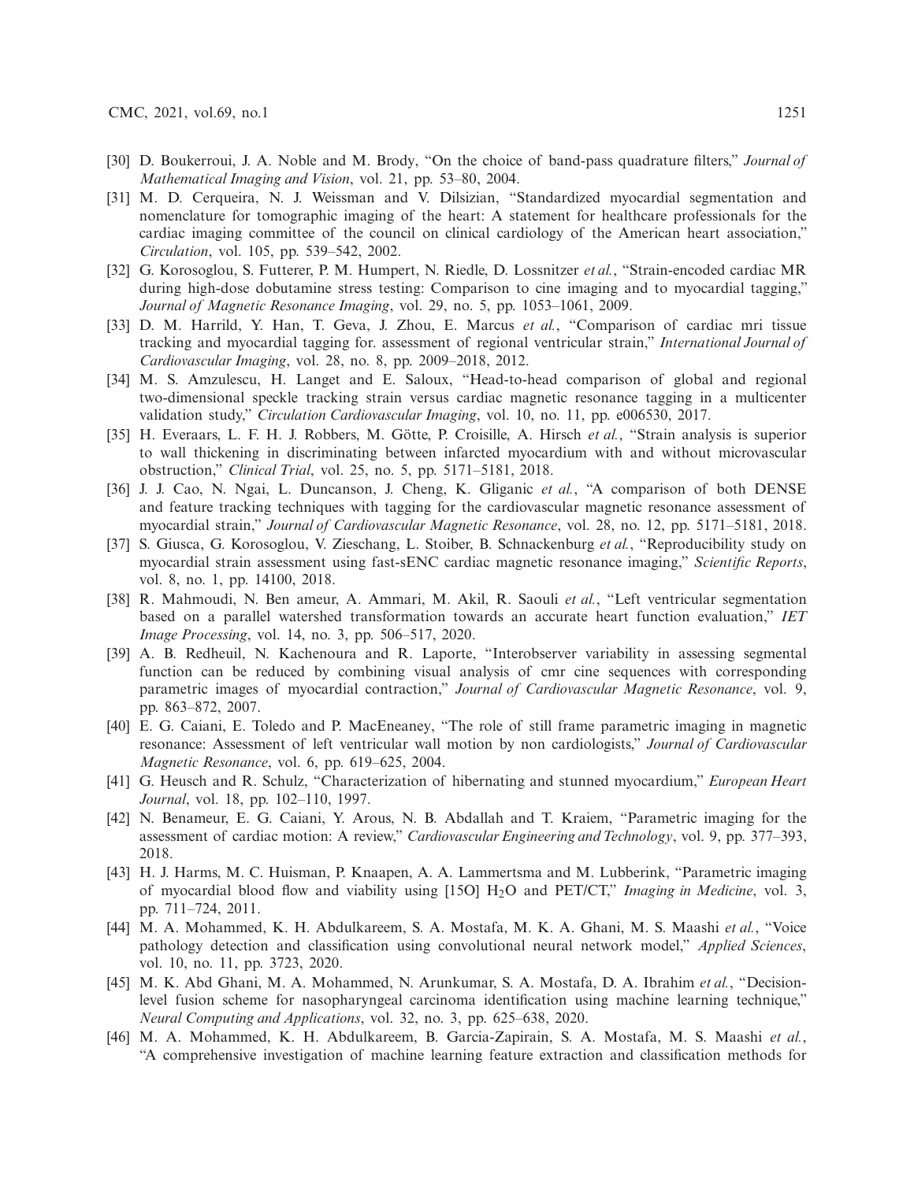[30] D. Boukerroui, J. A. Noble and M. Brody, "On the choice of band-pass quadrature filters," *Journal of Mathematical Imaging and Vision*, vol. 21, pp. 53–80, 2004.

[31] M. D. Cerqueira, N. J. Weissman and V. Dilsizian, "Standardized myocardial segmentation and nomenclature for tomographic imaging of the heart: A statement for healthcare professionals for the cardiac imaging committee of the council on clinical cardiology of the American heart association," *Circulation*, vol. 105, pp. 539–542, 2002.

[32] G. Korosoglou, S. Futterer, P. M. Humpert, N. Riedle, D. Lossnitzer *et al.*, "Strain-encoded cardiac MR during high-dose dobutamine stress testing: Comparison to cine imaging and to myocardial tagging," *Journal of Magnetic Resonance Imaging*, vol. 29, no. 5, pp. 1053–1061, 2009.

[33] D. M. Harrild, Y. Han, T. Geva, J. Zhou, E. Marcus *et al.*, "Comparison of cardiac mri tissue tracking and myocardial tagging for. assessment of regional ventricular strain," *International Journal of Cardiovascular Imaging*, vol. 28, no. 8, pp. 2009–2018, 2012.

[34] M. S. Amzulescu, H. Langet and E. Saloux, "Head-to-head comparison of global and regional two-dimensional speckle tracking strain versus cardiac magnetic resonance tagging in a multicenter validation study," *Circulation Cardiovascular Imaging*, vol. 10, no. 11, pp. e006530, 2017.

[35] H. Everaars, L. F. H. J. Robbers, M. Götte, P. Croisille, A. Hirsch *et al.*, "Strain analysis is superior to wall thickening in discriminating between infarcted myocardium with and without microvascular obstruction," *Clinical Trial*, vol. 25, no. 5, pp. 5171–5181, 2018.

[36] J. J. Cao, N. Ngai, L. Duncanson, J. Cheng, K. Gliganic *et al.*, "A comparison of both DENSE and feature tracking techniques with tagging for the cardiovascular magnetic resonance assessment of myocardial strain," *Journal of Cardiovascular Magnetic Resonance*, vol. 28, no. 12, pp. 5171–5181, 2018.

[37] S. Giusca, G. Korosoglou, V. Zieschang, L. Stoiber, B. Schnackenburg *et al.*, "Reproducibility study on myocardial strain assessment using fast-sENC cardiac magnetic resonance imaging," *Scientific Reports*, vol. 8, no. 1, pp. 14100, 2018.

[38] R. Mahmoudi, N. Ben ameur, A. Ammari, M. Akil, R. Saouli *et al.*, "Left ventricular segmentation based on a parallel watershed transformation towards an accurate heart function evaluation," *IET Image Processing*, vol. 14, no. 3, pp. 506–517, 2020.

[39] A. B. Redheuil, N. Kachenoura and R. Laporte, "Interobserver variability in assessing segmental function can be reduced by combining visual analysis of cmr cine sequences with corresponding parametric images of myocardial contraction," *Journal of Cardiovascular Magnetic Resonance*, vol. 9, pp. 863–872, 2007.

[40] E. G. Caiani, E. Toledo and P. MacEneaney, "The role of still frame parametric imaging in magnetic resonance: Assessment of left ventricular wall motion by non cardiologists," *Journal of Cardiovascular Magnetic Resonance*, vol. 6, pp. 619–625, 2004.

[41] G. Heusch and R. Schulz, "Characterization of hibernating and stunned myocardium," *European Heart Journal*, vol. 18, pp. 102–110, 1997.

[42] N. Benameur, E. G. Caiani, Y. Arous, N. B. Abdallah and T. Kraiem, "Parametric imaging for the assessment of cardiac motion: A review," *Cardiovascular Engineering and Technology*, vol. 9, pp. 377–393, 2018.

[43] H. J. Harms, M. C. Huisman, P. Knaapen, A. A. Lammertsma and M. Lubberink, "Parametric imaging of myocardial blood flow and viability using [15O] $H_2O$ and PET/CT," *Imaging in Medicine*, vol. 3, pp. 711–724, 2011.

[44] M. A. Mohammed, K. H. Abdulkareem, S. A. Mostafa, M. K. A. Ghani, M. S. Maashi *et al.*, "Voice pathology detection and classification using convolutional neural network model," *Applied Sciences*, vol. 10, no. 11, pp. 3723, 2020.

[45] M. K. Abd Ghani, M. A. Mohammed, N. Arunkumar, S. A. Mostafa, D. A. Ibrahim *et al.*, "Decision-level fusion scheme for nasopharyngeal carcinoma identification using machine learning technique," *Neural Computing and Applications*, vol. 32, no. 3, pp. 625–638, 2020.

[46] M. A. Mohammed, K. H. Abdulkareem, B. Garcia-Zapirain, S. A. Mostafa, M. S. Maashi *et al.*, "A comprehensive investigation of machine learning feature extraction and classification methods for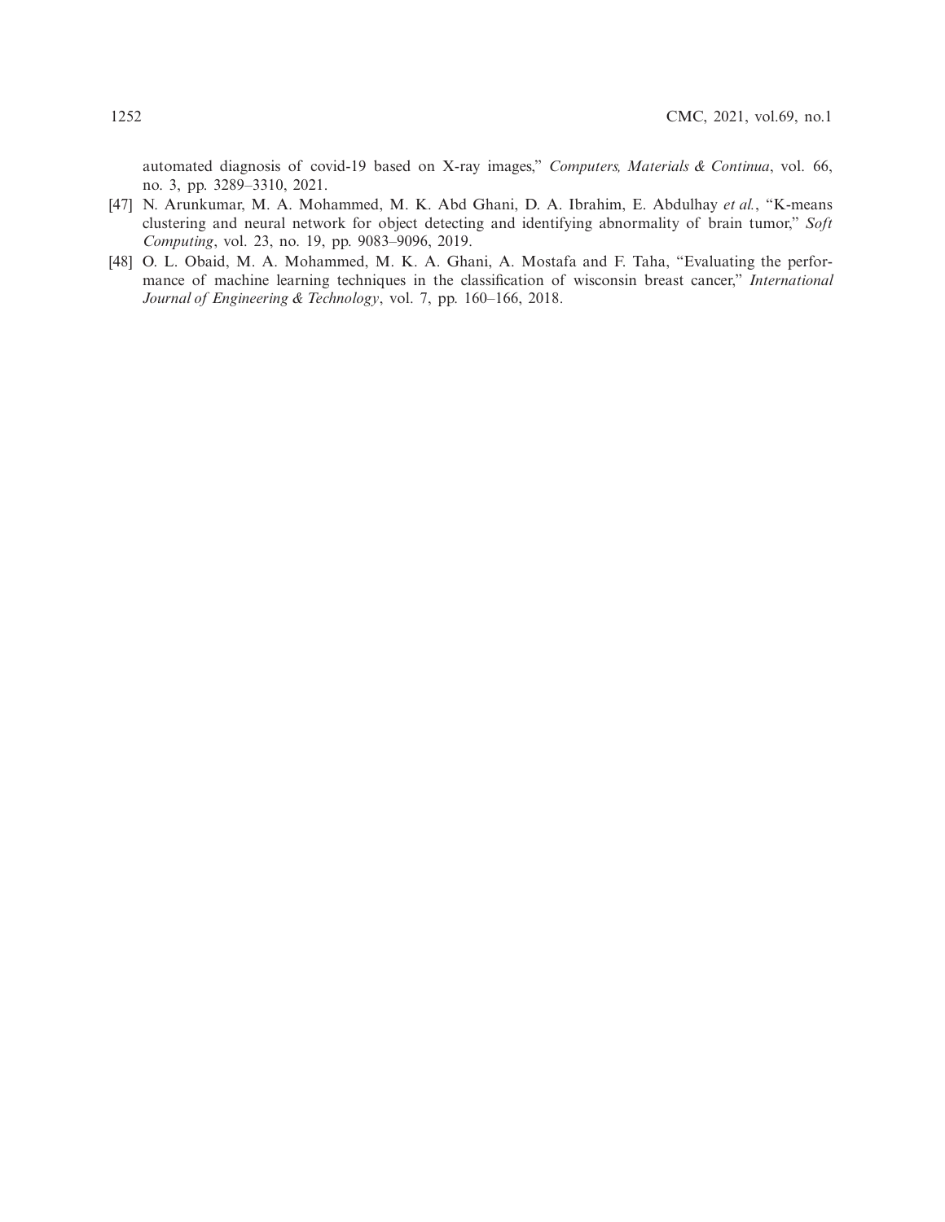automated diagnosis of covid-19 based on X-ray images," *Computers, Materials & Continua*, vol. 66, no. 3, pp. 3289–3310, 2021.

[47] N. Arunkumar, M. A. Mohammed, M. K. Abd Ghani, D. A. Ibrahim, E. Abdulhay *et al.*, "K-means clustering and neural network for object detecting and identifying abnormality of brain tumor," *Soft Computing*, vol. 23, no. 19, pp. 9083–9096, 2019.

[48] O. L. Obaid, M. A. Mohammed, M. K. A. Ghani, A. Mostafa and F. Taha, "Evaluating the performance of machine learning techniques in the classification of wisconsin breast cancer," *International Journal of Engineering & Technology*, vol. 7, pp. 160–166, 2018.